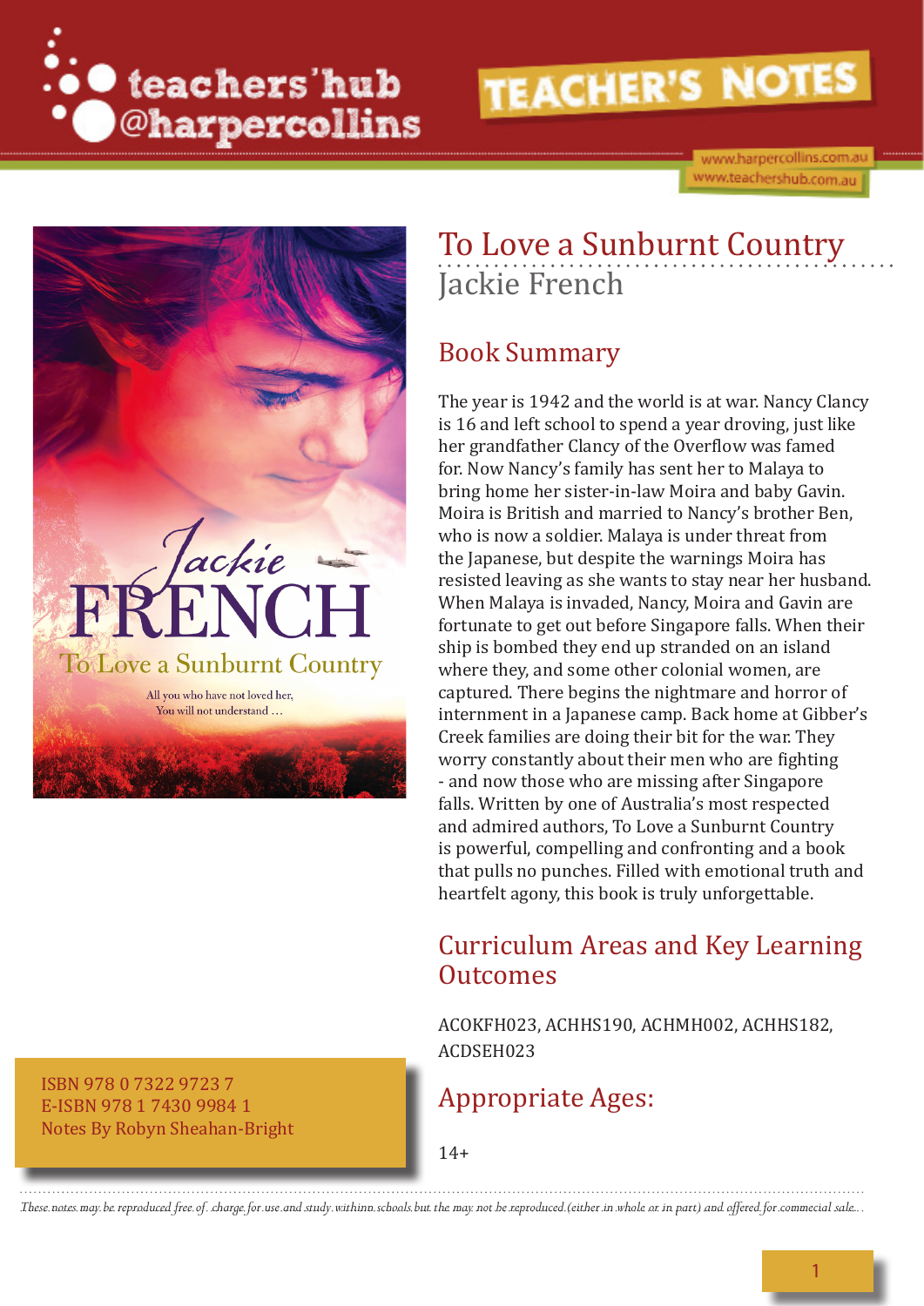teachers'hub @harpercollins

TEACHER'S NOTES

www.harpercollins.com.au
www.teachershub.com.au

# To Love a Sunburnt Country

Jackie French

## Book Summary

The year is 1942 and the world is at war. Nancy Clancy is 16 and left school to spend a year droving, just like her grandfather Clancy of the Overflow was famed for. Now Nancy's family has sent her to Malaya to bring home her sister-in-law Moira and baby Gavin. Moira is British and married to Nancy's brother Ben, who is now a soldier. Malaya is under threat from the Japanese, but despite the warnings Moira has resisted leaving as she wants to stay near her husband. When Malaya is invaded, Nancy, Moira and Gavin are fortunate to get out before Singapore falls. When their ship is bombed they end up stranded on an island where they, and some other colonial women, are captured. There begins the nightmare and horror of internment in a Japanese camp. Back home at Gibber's Creek families are doing their bit for the war. They worry constantly about their men who are fighting - and now those who are missing after Singapore falls. Written by one of Australia's most respected and admired authors, To Love a Sunburnt Country is powerful, compelling and confronting and a book that pulls no punches. Filled with emotional truth and heartfelt agony, this book is truly unforgettable.

## Curriculum Areas and Key Learning Outcomes

ACOKFH023, ACHHS190, ACHMH002, ACHHS182, ACDSEH023

## Appropriate Ages:

14+

ISBN 978 0 7322 9723 7
E-ISBN 978 1 7430 9984 1
Notes By Robyn Sheahan-Bright

*These notes may be reproduced free of charge for use and study within schools but the may not be reproduced (either in whole or in part) and offered for commercial sale.*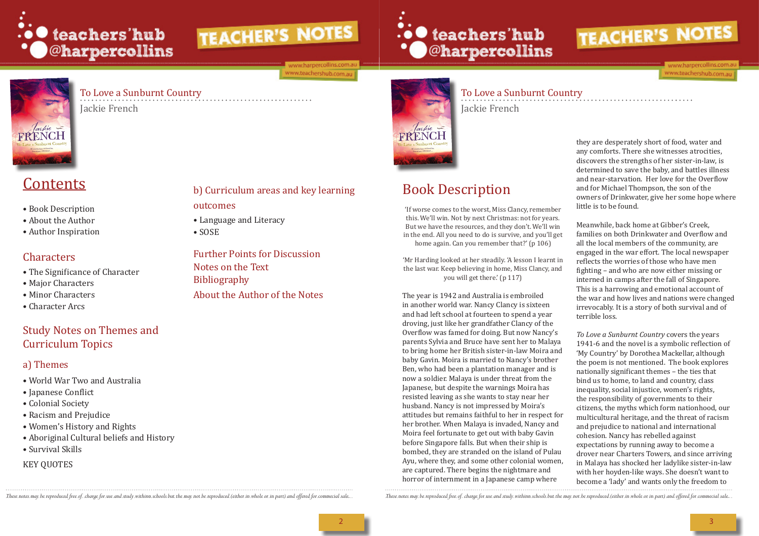# To Love a Sunburnt Country

Jackie French

## Contents

- Book Description
- About the Author
- Author Inspiration

### Characters

- The Significance of Character
- Major Characters
- Minor Characters
- Character Arcs

### Study Notes on Themes and Curriculum Topics

#### a) Themes

- World War Two and Australia
- Japanese Conflict
- Colonial Society
- Racism and Prejudice
- Women's History and Rights
- Aboriginal Cultural beliefs and History
- Survival Skills

KEY QUOTES

#### b) Curriculum areas and key learning outcomes

- Language and Literacy
- SOSE

### Further Points for Discussion

### Notes on the Text

### Bibliography

### About the Author of the Notes

*These notes may be reproduced free of charge for use and study within schools but the may not be reproduced (either in whole or in part) and offered for commercial sale.*

# To Love a Sunburnt Country

Jackie French

## Book Description

'If worse comes to the worst, Miss Clancy, remember this. We'll win. Not by next Christmas: not for years. But we have the resources, and they don't. We'll win in the end. All you need to do is survive, and you'll get home again. Can you remember that?' (p 106)

'Mr Harding looked at her steadily. 'A lesson I learnt in the last war. Keep believing in home, Miss Clancy, and you will get there.' (p 117)

The year is 1942 and Australia is embroiled in another world war. Nancy Clancy is sixteen and had left school at fourteen to spend a year droving, just like her grandfather Clancy of the Overflow was famed for doing. But now Nancy's parents Sylvia and Bruce have sent her to Malaya to bring home her British sister-in-law Moira and baby Gavin. Moira is married to Nancy's brother Ben, who had been a plantation manager and is now a soldier. Malaya is under threat from the Japanese, but despite the warnings Moira has resisted leaving as she wants to stay near her husband. Nancy is not impressed by Moira's attitudes but remains faithful to her in respect for her brother. When Malaya is invaded, Nancy and Moira feel fortunate to get out with baby Gavin before Singapore falls. But when their ship is bombed, they are stranded on the island of Pulau Ayu, where they, and some other colonial women, are captured. There begins the nightmare and horror of internment in a Japanese camp where they are desperately short of food, water and any comforts. There she witnesses atrocities, discovers the strengths of her sister-in-law, is determined to save the baby, and battles illness and near-starvation. Her love for the Overflow and for Michael Thompson, the son of the owners of Drinkwater, give her some hope where little is to be found.

Meanwhile, back home at Gibber's Creek, families on both Drinkwater and Overflow and all the local members of the community, are engaged in the war effort. The local newspaper reflects the worries of those who have men fighting – and who are now either missing or interned in camps after the fall of Singapore. This is a harrowing and emotional account of the war and how lives and nations were changed irrevocably. It is a story of both survival and of terrible loss.

*To Love a Sunburnt Country* covers the years 1941-6 and the novel is a symbolic reflection of 'My Country' by Dorothea Mackellar, although the poem is not mentioned. The book explores nationally significant themes – the ties that bind us to home, to land and country, class inequality, social injustice, women's rights, the responsibility of governments to their citizens, the myths which form nationhood, our multicultural heritage, and the threat of racism and prejudice to national and international cohesion. Nancy has rebelled against expectations by running away to become a drover near Charters Towers, and since arriving in Malaya has shocked her ladylike sister-in-law with her hoyden-like ways. She doesn't want to become a 'lady' and wants only the freedom to

*These notes may be reproduced free of charge for use and study within schools but the may not be reproduced (either in whole or in part) and offered for commercial sale.*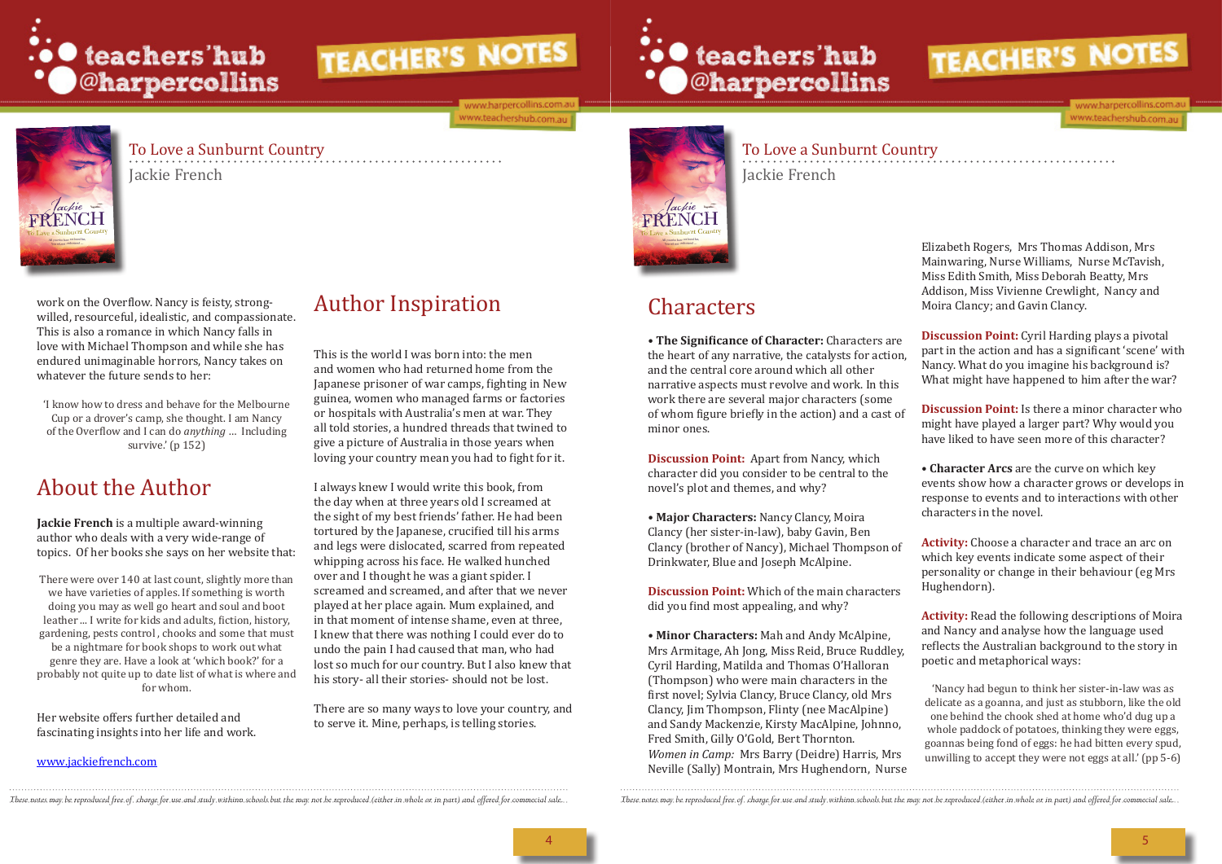work on the Overflow. Nancy is feisty, strong-willed, resourceful, idealistic, and compassionate. This is also a romance in which Nancy falls in love with Michael Thompson and while she has endured unimaginable horrors, Nancy takes on whatever the future sends to her:

> 'I know how to dress and behave for the Melbourne Cup or a drover's camp, she thought. I am Nancy of the Overflow and I can do *anything* … Including survive.' (p 152)

## About the Author

**Jackie French** is a multiple award-winning author who deals with a very wide-range of topics. Of her books she says on her website that:

> There were over 140 at last count, slightly more than we have varieties of apples. If something is worth doing you may as well go heart and soul and boot leather ... I write for kids and adults, fiction, history, gardening, pests control , chooks and some that must be a nightmare for book shops to work out what genre they are. Have a look at 'which book?' for a probably not quite up to date list of what is where and for whom.

Her website offers further detailed and fascinating insights into her life and work.

www.jackiefrench.com

## Author Inspiration

This is the world I was born into: the men and women who had returned home from the Japanese prisoner of war camps, fighting in New guinea, women who managed farms or factories or hospitals with Australia's men at war. They all told stories, a hundred threads that twined to give a picture of Australia in those years when loving your country mean you had to fight for it.

I always knew I would write this book, from the day when at three years old I screamed at the sight of my best friends' father. He had been tortured by the Japanese, crucified till his arms and legs were dislocated, scarred from repeated whipping across his face. He walked hunched over and I thought he was a giant spider. I screamed and screamed, and after that we never played at her place again. Mum explained, and in that moment of intense shame, even at three, I knew that there was nothing I could ever do to undo the pain I had caused that man, who had lost so much for our country. But I also knew that his story- all their stories- should not be lost.

There are so many ways to love your country, and to serve it. Mine, perhaps, is telling stories.

## Characters

• **The Significance of Character:** Characters are the heart of any narrative, the catalysts for action, and the central core around which all other narrative aspects must revolve and work. In this work there are several major characters (some of whom figure briefly in the action) and a cast of minor ones.

**Discussion Point:** Apart from Nancy, which character did you consider to be central to the novel's plot and themes, and why?

• **Major Characters:** Nancy Clancy, Moira Clancy (her sister-in-law), baby Gavin, Ben Clancy (brother of Nancy), Michael Thompson of Drinkwater, Blue and Joseph McAlpine.

**Discussion Point:** Which of the main characters did you find most appealing, and why?

• **Minor Characters:** Mah and Andy McAlpine, Mrs Armitage, Ah Jong, Miss Reid, Bruce Ruddley, Cyril Harding, Matilda and Thomas O'Halloran (Thompson) who were main characters in the first novel; Sylvia Clancy, Bruce Clancy, old Mrs Clancy, Jim Thompson, Flinty (nee MacAlpine) and Sandy Mackenzie, Kirsty MacAlpine, Johnno, Fred Smith, Gilly O'Gold, Bert Thornton. *Women in Camp:* Mrs Barry (Deidre) Harris, Mrs Neville (Sally) Montrain, Mrs Hughendorn, Nurse Elizabeth Rogers, Mrs Thomas Addison, Mrs Mainwaring, Nurse Williams, Nurse McTavish, Miss Edith Smith, Miss Deborah Beatty, Mrs Addison, Miss Vivienne Crewlight, Nancy and Moira Clancy; and Gavin Clancy.

**Discussion Point:** Cyril Harding plays a pivotal part in the action and has a significant 'scene' with Nancy. What do you imagine his background is? What might have happened to him after the war?

**Discussion Point:** Is there a minor character who might have played a larger part? Why would you have liked to have seen more of this character?

• **Character Arcs** are the curve on which key events show how a character grows or develops in response to events and to interactions with other characters in the novel.

**Activity:** Choose a character and trace an arc on which key events indicate some aspect of their personality or change in their behaviour (eg Mrs Hughendorn).

**Activity:** Read the following descriptions of Moira and Nancy and analyse how the language used reflects the Australian background to the story in poetic and metaphorical ways:

> 'Nancy had begun to think her sister-in-law was as delicate as a goanna, and just as stubborn, like the old one behind the chook shed at home who'd dug up a whole paddock of potatoes, thinking they were eggs, goannas being fond of eggs: he had bitten every spud, unwilling to accept they were not eggs at all.' (pp 5-6)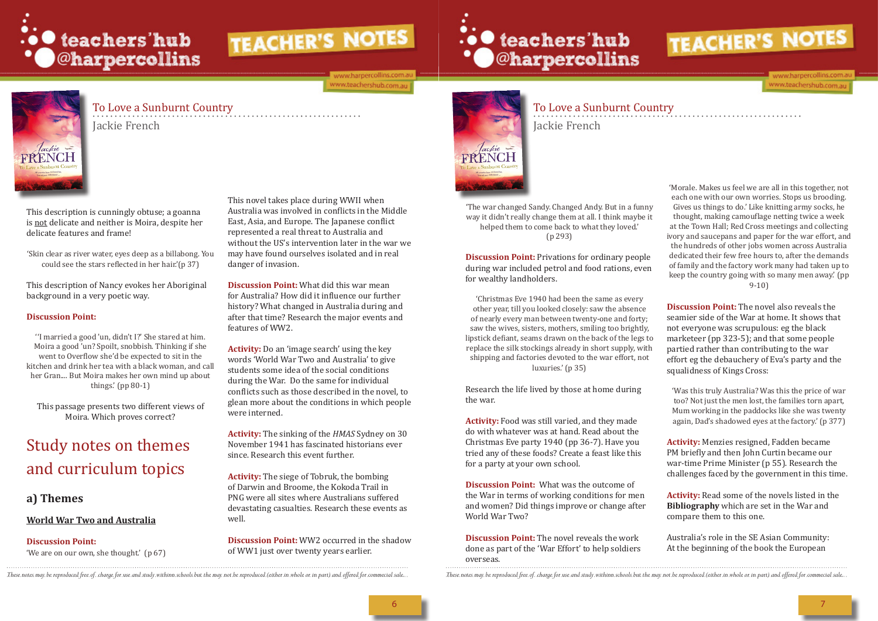This description is cunningly obtuse; a goanna is not delicate and neither is Moira, despite her delicate features and frame!

'Skin clear as river water, eyes deep as a billabong. You could see the stars reflected in her hair.'(p 37)

This description of Nancy evokes her Aboriginal background in a very poetic way.

**Discussion Point:**

''I married a good 'un, didn't I?' She stared at him. Moira a good 'un? Spoilt, snobbish. Thinking if she went to Overflow she'd be expected to sit in the kitchen and drink her tea with a black woman, and call her Gran.... But Moira makes her own mind up about things.' (pp 80-1)

This passage presents two different views of Moira. Which proves correct?

## Study notes on themes and curriculum topics

### a) Themes

**World War Two and Australia**

**Discussion Point:**
'We are on our own, she thought.' (p 67)

This novel takes place during WWII when Australia was involved in conflicts in the Middle East, Asia, and Europe. The Japanese conflict represented a real threat to Australia and without the US's intervention later in the war we may have found ourselves isolated and in real danger of invasion.

**Discussion Point:** What did this war mean for Australia? How did it influence our further history? What changed in Australia during and after that time? Research the major events and features of WW2.

**Activity:** Do an 'image search' using the key words 'World War Two and Australia' to give students some idea of the social conditions during the War. Do the same for individual conflicts such as those described in the novel, to glean more about the conditions in which people were interned.

**Activity:** The sinking of the *HMAS* Sydney on 30 November 1941 has fascinated historians ever since. Research this event further.

**Activity:** The siege of Tobruk, the bombing of Darwin and Broome, the Kokoda Trail in PNG were all sites where Australians suffered devastating casualties. Research these events as well.

**Discussion Point:** WW2 occurred in the shadow of WW1 just over twenty years earlier.

'The war changed Sandy. Changed Andy. But in a funny way it didn't really change them at all. I think maybe it helped them to come back to what they loved.' (p 293)

**Discussion Point:** Privations for ordinary people during war included petrol and food rations, even for wealthy landholders.

'Christmas Eve 1940 had been the same as every other year, till you looked closely: saw the absence of nearly every man between twenty-one and forty; saw the wives, sisters, mothers, smiling too brightly, lipstick defiant, seams drawn on the back of the legs to replace the silk stockings already in short supply, with shipping and factories devoted to the war effort, not luxuries.' (p 35)

Research the life lived by those at home during the war.

**Activity:** Food was still varied, and they made do with whatever was at hand. Read about the Christmas Eve party 1940 (pp 36-7). Have you tried any of these foods? Create a feast like this for a party at your own school.

**Discussion Point:** What was the outcome of the War in terms of working conditions for men and women? Did things improve or change after World War Two?

**Discussion Point:** The novel reveals the work done as part of the 'War Effort' to help soldiers overseas.

'Morale. Makes us feel we are all in this together, not each one with our own worries. Stops us brooding. Gives us things to do.' Like knitting army socks, he thought, making camouflage netting twice a week at the Town Hall; Red Cross meetings and collecting ivory and saucepans and paper for the war effort, and the hundreds of other jobs women across Australia dedicated their few free hours to, after the demands of family and the factory work many had taken up to keep the country going with so many men away.' (pp 9-10)

**Discussion Point:** The novel also reveals the seamier side of the War at home. It shows that not everyone was scrupulous: eg the black marketeer (pp 323-5); and that some people partied rather than contributing to the war effort eg the debauchery of Eva's party and the squalidness of Kings Cross:

'Was this truly Australia? Was this the price of war too? Not just the men lost, the families torn apart, Mum working in the paddocks like she was twenty again, Dad's shadowed eyes at the factory.' (p 377)

**Activity:** Menzies resigned, Fadden became PM briefly and then John Curtin became our war-time Prime Minister (p 55). Research the challenges faced by the government in this time.

**Activity:** Read some of the novels listed in the **Bibliography** which are set in the War and compare them to this one.

Australia's role in the SE Asian Community: At the beginning of the book the European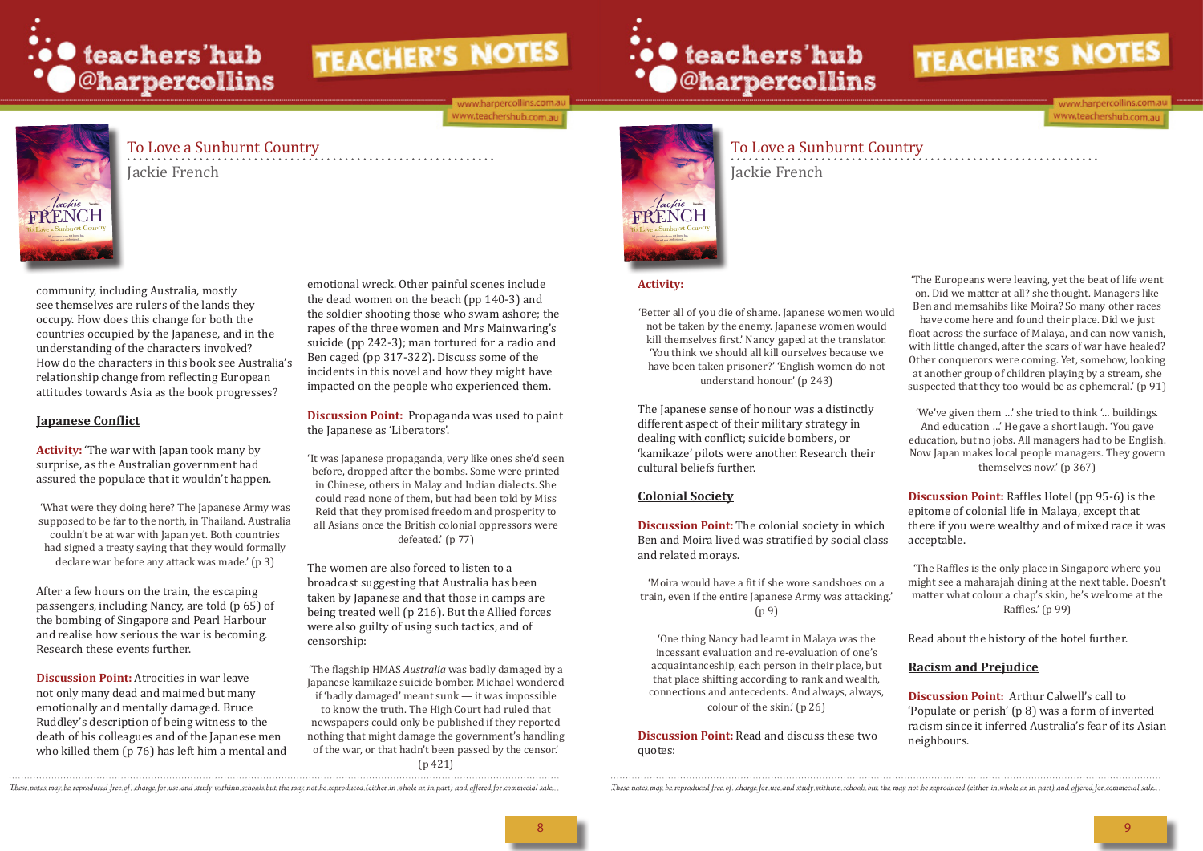community, including Australia, mostly see themselves are rulers of the lands they occupy. How does this change for both the countries occupied by the Japanese, and in the understanding of the characters involved? How do the characters in this book see Australia's relationship change from reflecting European attitudes towards Asia as the book progresses?

## Japanese Conflict

**Activity:** 'The war with Japan took many by surprise, as the Australian government had assured the populace that it wouldn't happen.

> 'What were they doing here? The Japanese Army was supposed to be far to the north, in Thailand. Australia couldn't be at war with Japan yet. Both countries had signed a treaty saying that they would formally declare war before any attack was made.' (p 3)

After a few hours on the train, the escaping passengers, including Nancy, are told (p 65) of the bombing of Singapore and Pearl Harbour and realise how serious the war is becoming. Research these events further.

**Discussion Point:** Atrocities in war leave not only many dead and maimed but many emotionally and mentally damaged. Bruce Ruddley's description of being witness to the death of his colleagues and of the Japanese men who killed them (p 76) has left him a mental and emotional wreck. Other painful scenes include the dead women on the beach (pp 140-3) and the soldier shooting those who swam ashore; the rapes of the three women and Mrs Mainwaring's suicide (pp 242-3); man tortured for a radio and Ben caged (pp 317-322). Discuss some of the incidents in this novel and how they might have impacted on the people who experienced them.

**Discussion Point:** Propaganda was used to paint the Japanese as 'Liberators'.

> 'It was Japanese propaganda, very like ones she'd seen before, dropped after the bombs. Some were printed in Chinese, others in Malay and Indian dialects. She could read none of them, but had been told by Miss Reid that they promised freedom and prosperity to all Asians once the British colonial oppressors were defeated.' (p 77)

The women are also forced to listen to a broadcast suggesting that Australia has been taken by Japanese and that those in camps are being treated well (p 216). But the Allied forces were also guilty of using such tactics, and of censorship:

> 'The flagship HMAS *Australia* was badly damaged by a Japanese kamikaze suicide bomber. Michael wondered if 'badly damaged' meant sunk — it was impossible to know the truth. The High Court had ruled that newspapers could only be published if they reported nothing that might damage the government's handling of the war, or that hadn't been passed by the censor.' (p 421)

**Activity:**

> 'Better all of you die of shame. Japanese women would not be taken by the enemy. Japanese women would kill themselves first.' Nancy gaped at the translator. 'You think we should all kill ourselves because we have been taken prisoner?' 'English women do not understand honour.' (p 243)

The Japanese sense of honour was a distinctly different aspect of their military strategy in dealing with conflict; suicide bombers, or 'kamikaze' pilots were another. Research their cultural beliefs further.

## Colonial Society

**Discussion Point:** The colonial society in which Ben and Moira lived was stratified by social class and related morays.

> 'Moira would have a fit if she wore sandshoes on a train, even if the entire Japanese Army was attacking.' (p 9)

> 'One thing Nancy had learnt in Malaya was the incessant evaluation and re-evaluation of one's acquaintanceship, each person in their place, but that place shifting according to rank and wealth, connections and antecedents. And always, always, colour of the skin.' (p 26)

**Discussion Point:** Read and discuss these two quotes:

> 'The Europeans were leaving, yet the beat of life went on. Did we matter at all? she thought. Managers like Ben and memsahibs like Moira? So many other races have come here and found their place. Did we just float across the surface of Malaya, and can now vanish, with little changed, after the scars of war have healed? Other conquerors were coming. Yet, somehow, looking at another group of children playing by a stream, she suspected that they too would be as ephemeral.' (p 91)

> 'We've given them ...' she tried to think '... buildings. And education ...' He gave a short laugh. 'You gave education, but no jobs. All managers had to be English. Now Japan makes local people managers. They govern themselves now.' (p 367)

**Discussion Point:** Raffles Hotel (pp 95-6) is the epitome of colonial life in Malaya, except that there if you were wealthy and of mixed race it was acceptable.

> 'The Raffles is the only place in Singapore where you might see a maharajah dining at the next table. Doesn't matter what colour a chap's skin, he's welcome at the Raffles.' (p 99)

Read about the history of the hotel further.

## Racism and Prejudice

**Discussion Point:** Arthur Calwell's call to 'Populate or perish' (p 8) was a form of inverted racism since it inferred Australia's fear of its Asian neighbours.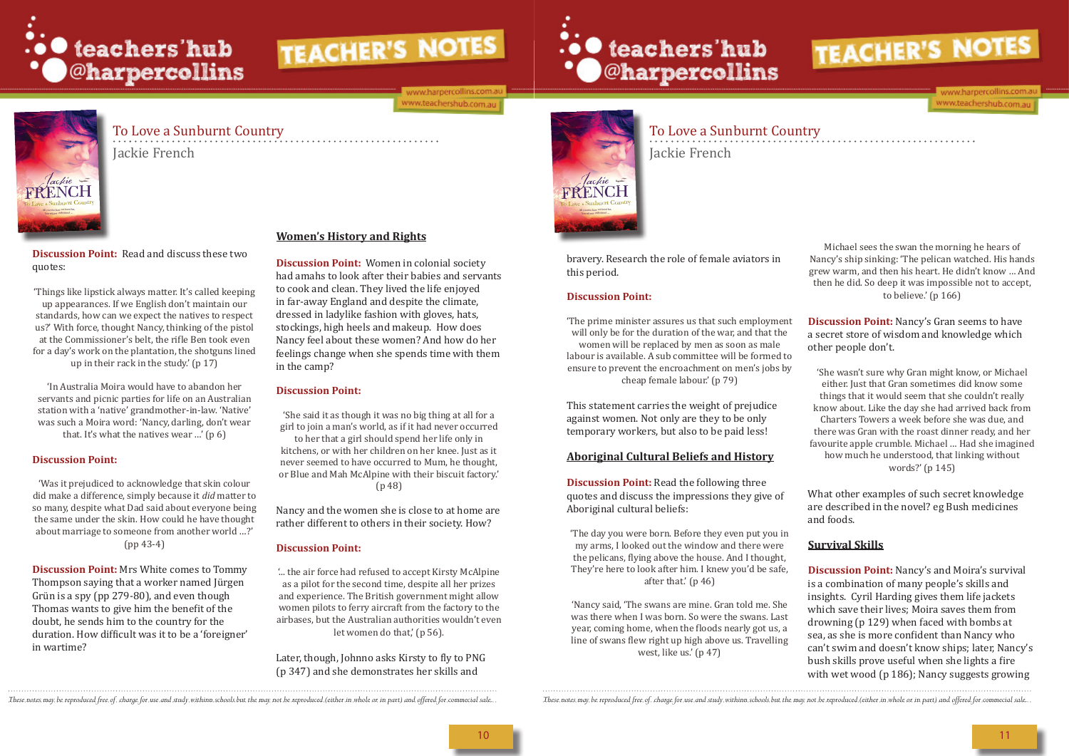**Discussion Point:** Read and discuss these two quotes:

'Things like lipstick always matter. It's called keeping up appearances. If we English don't maintain our standards, how can we expect the natives to respect us?' With force, thought Nancy, thinking of the pistol at the Commissioner's belt, the rifle Ben took even for a day's work on the plantation, the shotguns lined up in their rack in the study.' (p 17)

'In Australia Moira would have to abandon her servants and picnic parties for life on an Australian station with a 'native' grandmother-in-law. 'Native' was such a Moira word: 'Nancy, darling, don't wear that. It's what the natives wear …' (p 6)

**Discussion Point:**

'Was it prejudiced to acknowledge that skin colour did make a difference, simply because it *did* matter to so many, despite what Dad said about everyone being the same under the skin. How could he have thought about marriage to someone from another world …?' (pp 43-4)

**Discussion Point:** Mrs White comes to Tommy Thompson saying that a worker named Jürgen Grün is a spy (pp 279-80), and even though Thomas wants to give him the benefit of the doubt, he sends him to the country for the duration. How difficult was it to be a 'foreigner' in wartime?

## Women's History and Rights

**Discussion Point:** Women in colonial society had amahs to look after their babies and servants to cook and clean. They lived the life enjoyed in far-away England and despite the climate, dressed in ladylike fashion with gloves, hats, stockings, high heels and makeup. How does Nancy feel about these women? And how do her feelings change when she spends time with them in the camp?

**Discussion Point:**

'She said it as though it was no big thing at all for a girl to join a man's world, as if it had never occurred to her that a girl should spend her life only in kitchens, or with her children on her knee. Just as it never seemed to have occurred to Mum, he thought, or Blue and Mah McAlpine with their biscuit factory.' (p 48)

Nancy and the women she is close to at home are rather different to others in their society. How?

**Discussion Point:**

'… the air force had refused to accept Kirsty McAlpine as a pilot for the second time, despite all her prizes and experience. The British government might allow women pilots to ferry aircraft from the factory to the airbases, but the Australian authorities wouldn't even let women do that,' (p 56).

Later, though, Johnno asks Kirsty to fly to PNG (p 347) and she demonstrates her skills and bravery. Research the role of female aviators in this period.

**Discussion Point:**

'The prime minister assures us that such employment will only be for the duration of the war, and that the women will be replaced by men as soon as male labour is available. A sub committee will be formed to ensure to prevent the encroachment on men's jobs by cheap female labour.' (p 79)

This statement carries the weight of prejudice against women. Not only are they to be only temporary workers, but also to be paid less!

## Aboriginal Cultural Beliefs and History

**Discussion Point:** Read the following three quotes and discuss the impressions they give of Aboriginal cultural beliefs:

'The day you were born. Before they even put you in my arms, I looked out the window and there were the pelicans, flying above the house. And I thought, They're here to look after him. I knew you'd be safe, after that.' (p 46)

'Nancy said, 'The swans are mine. Gran told me. She was there when I was born. So were the swans. Last year, coming home, when the floods nearly got us, a line of swans flew right up high above us. Travelling west, like us.' (p 47)

Michael sees the swan the morning he hears of Nancy's ship sinking: 'The pelican watched. His hands grew warm, and then his heart. He didn't know … And then he did. So deep it was impossible not to accept, to believe.' (p 166)

**Discussion Point:** Nancy's Gran seems to have a secret store of wisdom and knowledge which other people don't.

'She wasn't sure why Gran might know, or Michael either. Just that Gran sometimes did know some things that it would seem that she couldn't really know about. Like the day she had arrived back from Charters Towers a week before she was due, and there was Gran with the roast dinner ready, and her favourite apple crumble. Michael … Had she imagined how much he understood, that linking without words?' (p 145)

What other examples of such secret knowledge are described in the novel? eg Bush medicines and foods.

## Survival Skills

**Discussion Point:** Nancy's and Moira's survival is a combination of many people's skills and insights. Cyril Harding gives them life jackets which save their lives; Moira saves them from drowning (p 129) when faced with bombs at sea, as she is more confident than Nancy who can't swim and doesn't know ships; later, Nancy's bush skills prove useful when she lights a fire with wet wood (p 186); Nancy suggests growing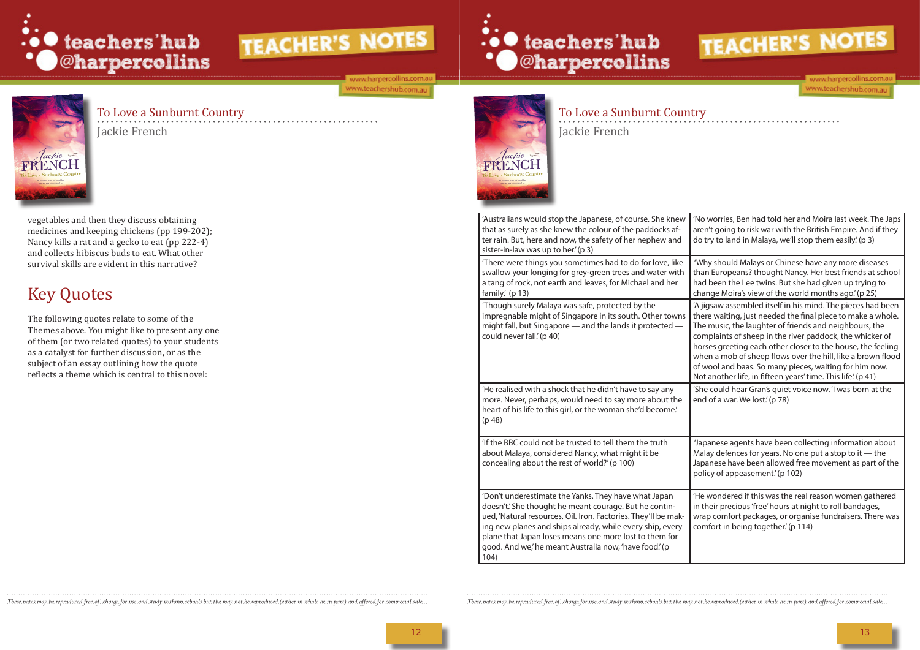vegetables and then they discuss obtaining medicines and keeping chickens (pp 199-202); Nancy kills a rat and a gecko to eat (pp 222-4) and collects hibiscus buds to eat. What other survival skills are evident in this narrative?

## Key Quotes

The following quotes relate to some of the Themes above. You might like to present any one of them (or two related quotes) to your students as a catalyst for further discussion, or as the subject of an essay outlining how the quote reflects a theme which is central to this novel:

| | |
|---|---|
| 'Australians would stop the Japanese, of course. She knew that as surely as she knew the colour of the paddocks after rain. But, here and now, the safety of her nephew and sister-in-law was up to her.' (p 3) | 'No worries, Ben had told her and Moira last week. The Japs aren't going to risk war with the British Empire. And if they do try to land in Malaya, we'll stop them easily.' (p 3) |
| 'There were things you sometimes had to do for love, like swallow your longing for grey-green trees and water with a tang of rock, not earth and leaves, for Michael and her family.' (p 13) | 'Why should Malays or Chinese have any more diseases than Europeans? thought Nancy. Her best friends at school had been the Lee twins. But she had given up trying to change Moira's view of the world months ago.' (p 25) |
| 'Though surely Malaya was safe, protected by the impregnable might of Singapore in its south. Other towns might fall, but Singapore — and the lands it protected — could never fall.' (p 40) | 'A jigsaw assembled itself in his mind. The pieces had been there waiting, just needed the final piece to make a whole. The music, the laughter of friends and neighbours, the complaints of sheep in the river paddock, the whicker of horses greeting each other closer to the house, the feeling when a mob of sheep flows over the hill, like a brown flood of wool and baas. So many pieces, waiting for him now. Not another life, in fifteen years' time. This life.' (p 41) |
| 'He realised with a shock that he didn't have to say any more. Never, perhaps, would need to say more about the heart of his life to this girl, or the woman she'd become.' (p 48) | 'She could hear Gran's quiet voice now. 'I was born at the end of a war. We lost.' (p 78) |
| 'If the BBC could not be trusted to tell them the truth about Malaya, considered Nancy, what might it be concealing about the rest of world?' (p 100) | 'Japanese agents have been collecting information about Malay defences for years. No one put a stop to it — the Japanese have been allowed free movement as part of the policy of appeasement.' (p 102) |
| 'Don't underestimate the Yanks. They have what Japan doesn't.' She thought he meant courage. But he continued, 'Natural resources. Oil. Iron. Factories. They'll be making new planes and ships already, while every ship, every plane that Japan loses means one more lost to them for good. And we,' he meant Australia now, 'have food.' (p 104) | 'He wondered if this was the real reason women gathered in their precious 'free' hours at night to roll bandages, wrap comfort packages, or organise fundraisers. There was comfort in being together.' (p 114) |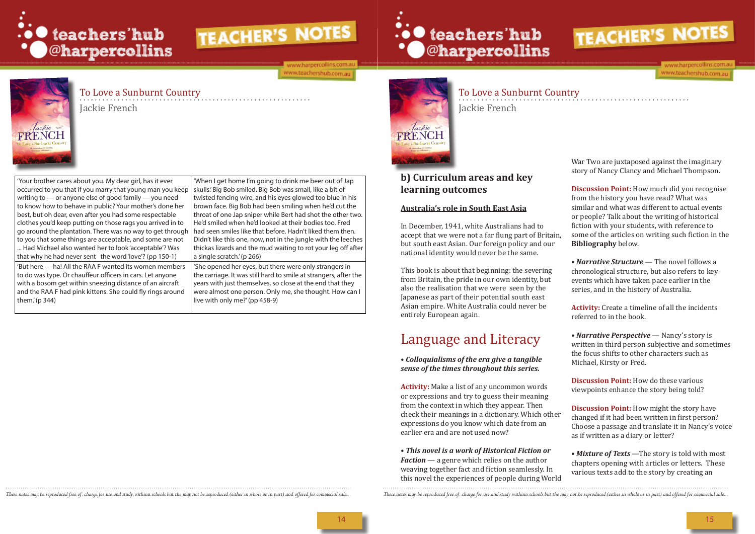| | |
|---|---|
| 'Your brother cares about you. My dear girl, has it ever occurred to you that if you marry that young man you keep writing to — or anyone else of good family — you need to know how to behave in public? Your mother's done her best, but oh dear, even after you had some respectable clothes you'd keep putting on those rags you arrived in to go around the plantation. There was no way to get through to you that some things are acceptable, and some are not ... Had Michael also wanted her to look 'acceptable'? Was that why he had never sent the word 'love'? (pp 150-1) | 'When I get home I'm going to drink me beer out of Jap skulls.' Big Bob smiled. Big Bob was small, like a bit of twisted fencing wire, and his eyes glowed too blue in his brown face. Big Bob had been smiling when he'd cut the throat of one Jap sniper while Bert had shot the other two. He'd smiled when he'd looked at their bodies too. Fred had seen smiles like that before. Hadn't liked them then. Didn't like this one, now, not in the jungle with the leeches thickas lizards and the mud waiting to rot your leg off after a single scratch.' (p 266) |
| 'But here — ha! All the RAA F wanted its women members to do was type. Or chauffeur officers in cars. Let anyone with a bosom get within sneezing distance of an aircraft and the RAA F had pink kittens. She could fly rings around them.' (p 344) | 'She opened her eyes, but there were only strangers in the carriage. It was still hard to smile at strangers, after the years with just themselves, so close at the end that they were almost one person. Only me, she thought. How can I live with only me?' (pp 458-9) |

## b) Curriculum areas and key learning outcomes

**Australia's role in South East Asia**

In December, 1941, white Australians had to accept that we were not a far flung part of Britain, but south east Asian. Our foreign policy and our national identity would never be the same.

This book is about that beginning: the severing from Britain, the pride in our own identity, but also the realisation that we were seen by the Japanese as part of their potential south east Asian empire. White Australia could never be entirely European again.

# Language and Literacy

• ***Colloquialisms of the era give a tangible sense of the times throughout this series.***

**Activity:** Make a list of any uncommon words or expressions and try to guess their meaning from the context in which they appear. Then check their meanings in a dictionary. Which other expressions do you know which date from an earlier era and are not used now?

• ***This novel is a work of Historical Fiction or Faction*** — a genre which relies on the author weaving together fact and fiction seamlessly. In this novel the experiences of people during World War Two are juxtaposed against the imaginary story of Nancy Clancy and Michael Thompson.

**Discussion Point:** How much did you recognise from the history you have read? What was similar and what was different to actual events or people? Talk about the writing of historical fiction with your students, with reference to some of the articles on writing such fiction in the **Bibliography** below.

• ***Narrative Structure*** — The novel follows a chronological structure, but also refers to key events which have taken pace earlier in the series, and in the history of Australia.

**Activity:** Create a timeline of all the incidents referred to in the book.

• ***Narrative Perspective*** — Nancy's story is written in third person subjective and sometimes the focus shifts to other characters such as Michael, Kirsty or Fred.

**Discussion Point:** How do these various viewpoints enhance the story being told?

**Discussion Point:** How might the story have changed if it had been written in first person? Choose a passage and translate it in Nancy's voice as if written as a diary or letter?

• ***Mixture of Texts*** —The story is told with most chapters opening with articles or letters. These various texts add to the story by creating an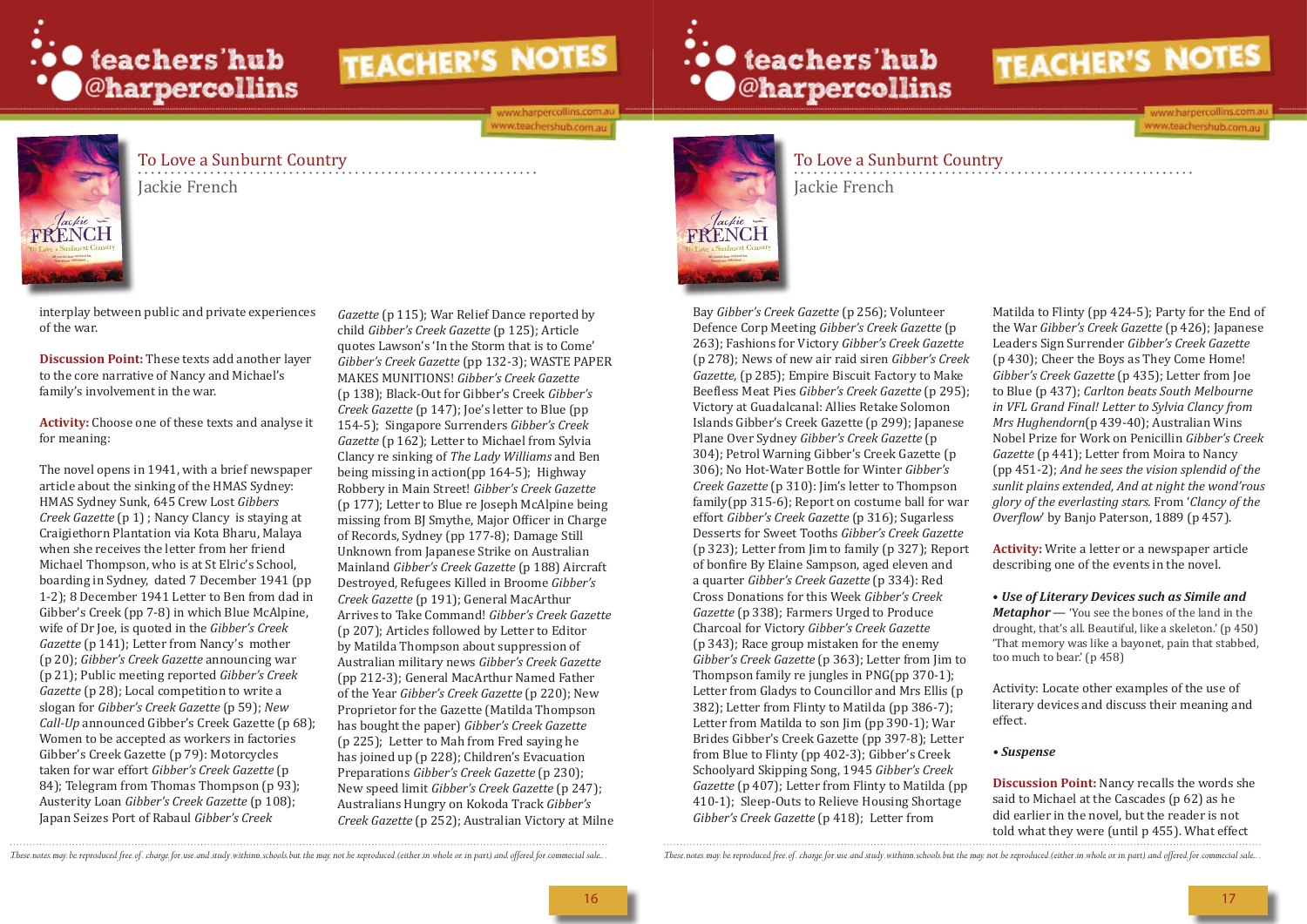interplay between public and private experiences of the war.

**Discussion Point:** These texts add another layer to the core narrative of Nancy and Michael's family's involvement in the war.

**Activity:** Choose one of these texts and analyse it for meaning:

The novel opens in 1941, with a brief newspaper article about the sinking of the HMAS Sydney: HMAS Sydney Sunk, 645 Crew Lost *Gibbers Creek Gazette* (p 1) ; Nancy Clancy is staying at Craigiethorn Plantation via Kota Bharu, Malaya when she receives the letter from her friend Michael Thompson, who is at St Elric's School, boarding in Sydney, dated 7 December 1941 (pp 1-2); 8 December 1941 Letter to Ben from dad in Gibber's Creek (pp 7-8) in which Blue McAlpine, wife of Dr Joe, is quoted in the *Gibber's Creek Gazette* (p 141); Letter from Nancy's mother (p 20); *Gibber's Creek Gazette* announcing war (p 21); Public meeting reported *Gibber's Creek Gazette* (p 28); Local competition to write a slogan for *Gibber's Creek Gazette* (p 59); *New Call-Up* announced Gibber's Creek Gazette (p 68); Women to be accepted as workers in factories Gibber's Creek Gazette (p 79); Motorcycles taken for war effort *Gibber's Creek Gazette* (p 84); Telegram from Thomas Thompson (p 93); Austerity Loan *Gibber's Creek Gazette* (p 108); Japan Seizes Port of Rabaul *Gibber's Creek Gazette* (p 115); War Relief Dance reported by child *Gibber's Creek Gazette* (p 125); Article quotes Lawson's 'In the Storm that is to Come' *Gibber's Creek Gazette* (pp 132-3); WASTE PAPER MAKES MUNITIONS! *Gibber's Creek Gazette* (p 138); Black-Out for Gibber's Creek *Gibber's Creek Gazette* (p 147); Joe's letter to Blue (pp 154-5); Singapore Surrenders *Gibber's Creek Gazette* (p 162); Letter to Michael from Sylvia Clancy re sinking of *The Lady Williams* and Ben being missing in action(pp 164-5); Highway Robbery in Main Street! *Gibber's Creek Gazette* (p 177); Letter to Blue re Joseph McAlpine being missing from BJ Smythe, Major Officer in Charge of Records, Sydney (pp 177-8); Damage Still Unknown from Japanese Strike on Australian Mainland *Gibber's Creek Gazette* (p 188) Aircraft Destroyed, Refugees Killed in Broome *Gibber's Creek Gazette* (p 191); General MacArthur Arrives to Take Command! *Gibber's Creek Gazette* (p 207); Articles followed by Letter to Editor by Matilda Thompson about suppression of Australian military news *Gibber's Creek Gazette* (pp 212-3); General MacArthur Named Father of the Year *Gibber's Creek Gazette* (p 220); New Proprietor for the Gazette (Matilda Thompson has bought the paper) *Gibber's Creek Gazette* (p 225); Letter to Mah from Fred saying he has joined up (p 228); Children's Evacuation Preparations *Gibber's Creek Gazette* (p 230); New speed limit *Gibber's Creek Gazette* (p 247); Australians Hungry on Kokoda Track *Gibber's Creek Gazette* (p 252); Australian Victory at Milne Bay *Gibber's Creek Gazette* (p 256); Volunteer Defence Corp Meeting *Gibber's Creek Gazette* (p 263); Fashions for Victory *Gibber's Creek Gazette* (p 278); News of new air raid siren *Gibber's Creek Gazette,* (p 285); Empire Biscuit Factory to Make Beefless Meat Pies *Gibber's Creek Gazette* (p 295); Victory at Guadalcanal: Allies Retake Solomon Islands Gibber's Creek Gazette (p 299); Japanese Plane Over Sydney *Gibber's Creek Gazette* (p 304); Petrol Warning Gibber's Creek Gazette (p 306); No Hot-Water Bottle for Winter *Gibber's Creek Gazette* (p 310); Jim's letter to Thompson family(pp 315-6); Report on costume ball for war effort *Gibber's Creek Gazette* (p 316); Sugarless Desserts for Sweet Tooths *Gibber's Creek Gazette* (p 323); Letter from Jim to family (p 327); Report of bonfire By Elaine Sampson, aged eleven and a quarter *Gibber's Creek Gazette* (p 334): Red Cross Donations for this Week *Gibber's Creek Gazette* (p 338); Farmers Urged to Produce Charcoal for Victory *Gibber's Creek Gazette* (p 343); Race group mistaken for the enemy *Gibber's Creek Gazette* (p 363); Letter from Jim to Thompson family re jungles in PNG(pp 370-1); Letter from Gladys to Councillor and Mrs Ellis (p 382); Letter from Flinty to Matilda (pp 386-7); Letter from Matilda to son Jim (pp 390-1); War Brides Gibber's Creek Gazette (pp 397-8); Letter from Blue to Flinty (pp 402-3); Gibber's Creek Schoolyard Skipping Song, 1945 *Gibber's Creek Gazette* (p 407); Letter from Flinty to Matilda (pp 410-1); Sleep-Outs to Relieve Housing Shortage *Gibber's Creek Gazette* (p 418); Letter from Matilda to Flinty (pp 424-5); Party for the End of the War *Gibber's Creek Gazette* (p 426); Japanese Leaders Sign Surrender *Gibber's Creek Gazette* (p 430); Cheer the Boys as They Come Home! *Gibber's Creek Gazette* (p 435); Letter from Joe to Blue (p 437); *Carlton beats South Melbourne in VFL Grand Final! Letter to Sylvia Clancy from Mrs Hughendorn*(p 439-40); Australian Wins Nobel Prize for Work on Penicillin *Gibber's Creek Gazette* (p 441); Letter from Moira to Nancy (pp 451-2); *And he sees the vision splendid of the sunlit plains extended, And at night the wond'rous glory of the everlasting stars.* From '*Clancy of the Overflow*' by Banjo Paterson, 1889 (p 457).

**Activity:** Write a letter or a newspaper article describing one of the events in the novel.

• ***Use of Literary Devices such as Simile and Metaphor*** — 'You see the bones of the land in the drought, that's all. Beautiful, like a skeleton.' (p 450) 'That memory was like a bayonet, pain that stabbed, too much to bear.' (p 458)

Activity: Locate other examples of the use of literary devices and discuss their meaning and effect.

• ***Suspense***

**Discussion Point:** Nancy recalls the words she said to Michael at the Cascades (p 62) as he did earlier in the novel, but the reader is not told what they were (until p 455). What effect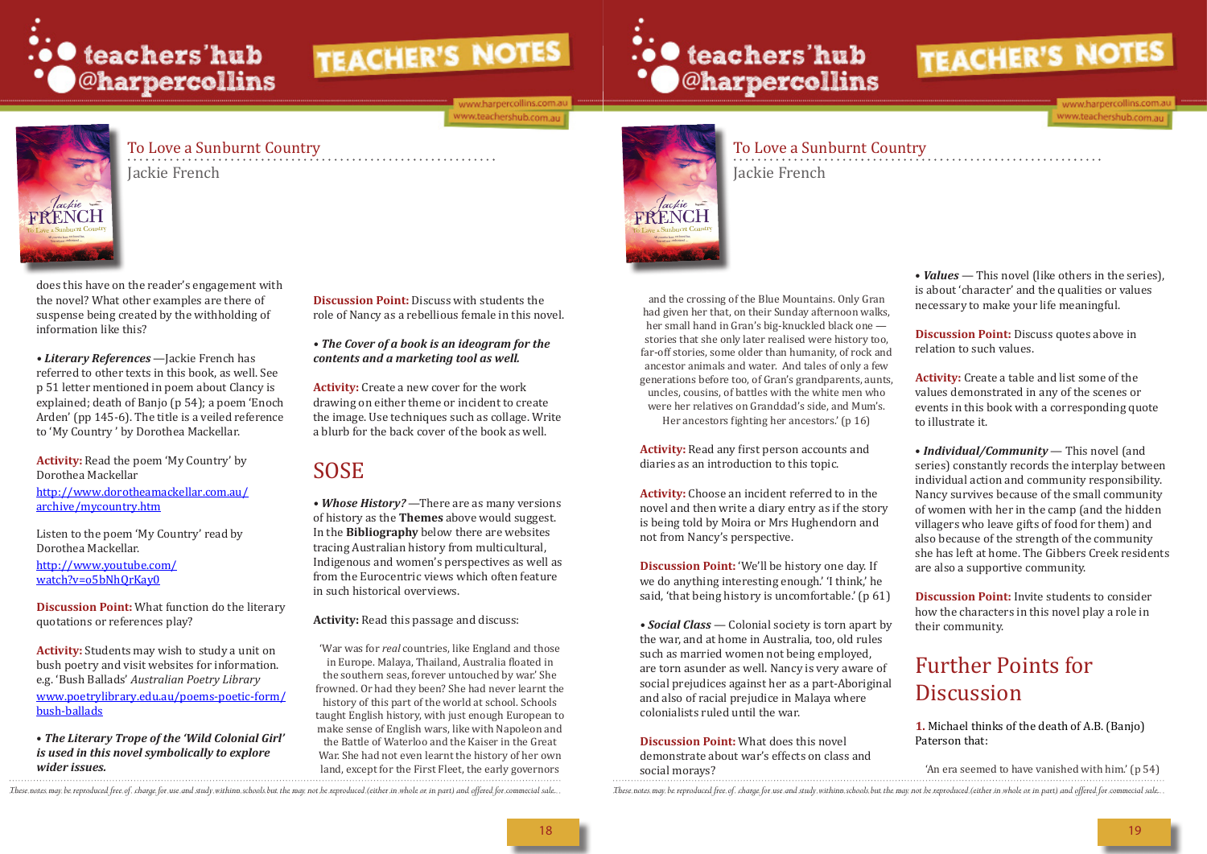does this have on the reader's engagement with the novel? What other examples are there of suspense being created by the withholding of information like this?

• ***Literary References*** —Jackie French has referred to other texts in this book, as well. See p 51 letter mentioned in poem about Clancy is explained; death of Banjo (p 54); a poem 'Enoch Arden' (pp 145-6). The title is a veiled reference to 'My Country ' by Dorothea Mackellar.

**Activity:** Read the poem 'My Country' by Dorothea Mackellar
http://www.dorotheamackellar.com.au/archive/mycountry.htm

Listen to the poem 'My Country' read by Dorothea Mackellar.
http://www.youtube.com/watch?v=o5bNhQrKay0

**Discussion Point:** What function do the literary quotations or references play?

**Activity:** Students may wish to study a unit on bush poetry and visit websites for information. e.g. 'Bush Ballads' *Australian Poetry Library*
www.poetrylibrary.edu.au/poems-poetic-form/bush-ballads

• ***The Literary Trope of the 'Wild Colonial Girl' is used in this novel symbolically to explore wider issues.***

**Discussion Point:** Discuss with students the role of Nancy as a rebellious female in this novel.

• ***The Cover of a book is an ideogram for the contents and a marketing tool as well.***

**Activity:** Create a new cover for the work drawing on either theme or incident to create the image. Use techniques such as collage. Write a blurb for the back cover of the book as well.

## SOSE

• ***Whose History?*** —There are as many versions of history as the **Themes** above would suggest. In the **Bibliography** below there are websites tracing Australian history from multicultural, Indigenous and women's perspectives as well as from the Eurocentric views which often feature in such historical overviews.

**Activity:** Read this passage and discuss:

> 'War was for *real* countries, like England and those in Europe. Malaya, Thailand, Australia floated in the southern seas, forever untouched by war.' She frowned. Or had they been? She had never learnt the history of this part of the world at school. Schools taught English history, with just enough European to make sense of English wars, like with Napoleon and the Battle of Waterloo and the Kaiser in the Great War. She had not even learnt the history of her own land, except for the First Fleet, the early governors and the crossing of the Blue Mountains. Only Gran had given her that, on their Sunday afternoon walks, her small hand in Gran's big-knuckled black one — stories that she only later realised were history too, far-off stories, some older than humanity, of rock and ancestor animals and water. And tales of only a few generations before too, of Gran's grandparents, aunts, uncles, cousins, of battles with the white men who were her relatives on Granddad's side, and Mum's. Her ancestors fighting her ancestors.' (p 16)

**Activity:** Read any first person accounts and diaries as an introduction to this topic.

**Activity:** Choose an incident referred to in the novel and then write a diary entry as if the story is being told by Moira or Mrs Hughendorn and not from Nancy's perspective.

**Discussion Point:** 'We'll be history one day. If we do anything interesting enough.' 'I think,' he said, 'that being history is uncomfortable.' (p 61)

• ***Social Class*** — Colonial society is torn apart by the war, and at home in Australia, too, old rules such as married women not being employed, are torn asunder as well. Nancy is very aware of social prejudices against her as a part-Aboriginal and also of racial prejudice in Malaya where colonialists ruled until the war.

**Discussion Point:** What does this novel demonstrate about war's effects on class and social morays?

• ***Values*** — This novel (like others in the series), is about 'character' and the qualities or values necessary to make your life meaningful.

**Discussion Point:** Discuss quotes above in relation to such values.

**Activity:** Create a table and list some of the values demonstrated in any of the scenes or events in this book with a corresponding quote to illustrate it.

• ***Individual/Community*** — This novel (and series) constantly records the interplay between individual action and community responsibility. Nancy survives because of the small community of women with her in the camp (and the hidden villagers who leave gifts of food for them) and also because of the strength of the community she has left at home. The Gibbers Creek residents are also a supportive community.

**Discussion Point:** Invite students to consider how the characters in this novel play a role in their community.

## Further Points for Discussion

**1.** Michael thinks of the death of A.B. (Banjo) Paterson that:

> 'An era seemed to have vanished with him.' (p 54)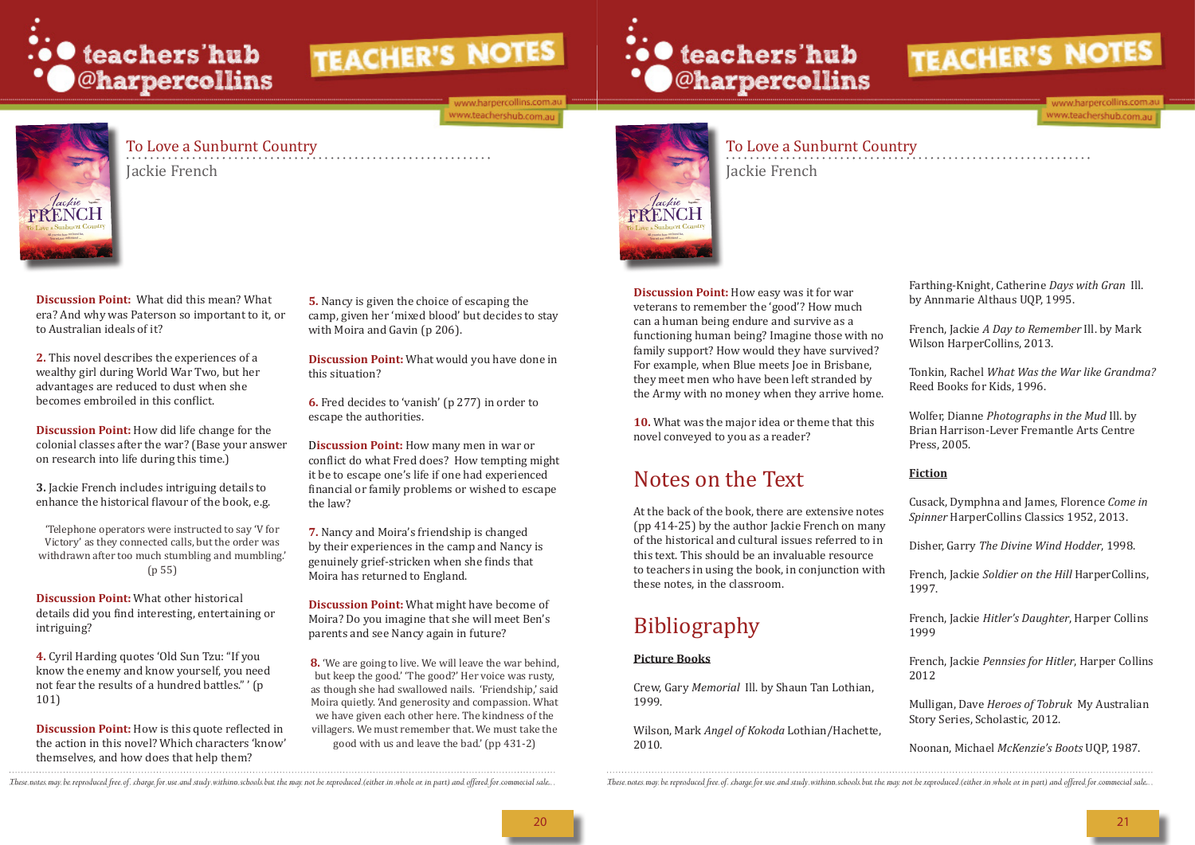**Discussion Point:** What did this mean? What era? And why was Paterson so important to it, or to Australian ideals of it?

**2.** This novel describes the experiences of a wealthy girl during World War Two, but her advantages are reduced to dust when she becomes embroiled in this conflict.

**Discussion Point:** How did life change for the colonial classes after the war? (Base your answer on research into life during this time.)

**3.** Jackie French includes intriguing details to enhance the historical flavour of the book, e.g.

> 'Telephone operators were instructed to say 'V for Victory' as they connected calls, but the order was withdrawn after too much stumbling and mumbling.' (p 55)

**Discussion Point:** What other historical details did you find interesting, entertaining or intriguing?

**4.** Cyril Harding quotes 'Old Sun Tzu: "If you know the enemy and know yourself, you need not fear the results of a hundred battles." ' (p 101)

**Discussion Point:** How is this quote reflected in the action in this novel? Which characters 'know' themselves, and how does that help them?

**5.** Nancy is given the choice of escaping the camp, given her 'mixed blood' but decides to stay with Moira and Gavin (p 206).

**Discussion Point:** What would you have done in this situation?

**6.** Fred decides to 'vanish' (p 277) in order to escape the authorities.

**Discussion Point:** How many men in war or conflict do what Fred does? How tempting might it be to escape one's life if one had experienced financial or family problems or wished to escape the law?

**7.** Nancy and Moira's friendship is changed by their experiences in the camp and Nancy is genuinely grief-stricken when she finds that Moira has returned to England.

**Discussion Point:** What might have become of Moira? Do you imagine that she will meet Ben's parents and see Nancy again in future?

**8.** 'We are going to live. We will leave the war behind, but keep the good.' 'The good?' Her voice was rusty, as though she had swallowed nails. 'Friendship,' said Moira quietly. 'And generosity and compassion. What we have given each other here. The kindness of the villagers. We must remember that. We must take the good with us and leave the bad.' (pp 431-2)

**Discussion Point:** How easy was it for war veterans to remember the 'good'? How much can a human being endure and survive as a functioning human being? Imagine those with no family support? How would they have survived? For example, when Blue meets Joe in Brisbane, they meet men who have been left stranded by the Army with no money when they arrive home.

**10.** What was the major idea or theme that this novel conveyed to you as a reader?

## Notes on the Text

At the back of the book, there are extensive notes (pp 414-25) by the author Jackie French on many of the historical and cultural issues referred to in this text. This should be an invaluable resource to teachers in using the book, in conjunction with these notes, in the classroom.

## Bibliography

**Picture Books**

Crew, Gary *Memorial* Ill. by Shaun Tan Lothian, 1999.

Wilson, Mark *Angel of Kokoda* Lothian/Hachette, 2010.

Farthing-Knight, Catherine *Days with Gran* Ill. by Annmarie Althaus UQP, 1995.

French, Jackie *A Day to Remember* Ill. by Mark Wilson HarperCollins, 2013.

Tonkin, Rachel *What Was the War like Grandma?* Reed Books for Kids, 1996.

Wolfer, Dianne *Photographs in the Mud* Ill. by Brian Harrison-Lever Fremantle Arts Centre Press, 2005.

**Fiction**

Cusack, Dymphna and James, Florence *Come in Spinner* HarperCollins Classics 1952, 2013.

Disher, Garry *The Divine Wind Hodder*, 1998.

French, Jackie *Soldier on the Hill* HarperCollins, 1997.

French, Jackie *Hitler's Daughter*, Harper Collins 1999

French, Jackie *Pennsies for Hitler*, Harper Collins 2012

Mulligan, Dave *Heroes of Tobruk* My Australian Story Series, Scholastic, 2012.

Noonan, Michael *McKenzie's Boots* UQP, 1987.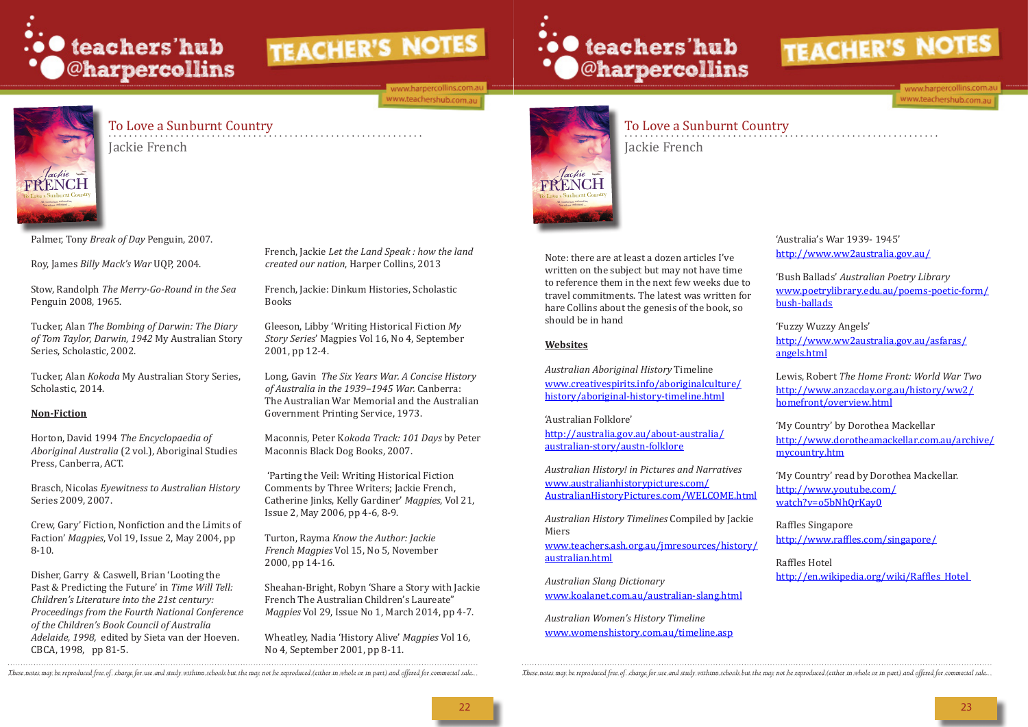Palmer, Tony *Break of Day* Penguin, 2007.

Roy, James *Billy Mack's War* UQP, 2004.

Stow, Randolph *The Merry-Go-Round in the Sea* Penguin 2008, 1965.

Tucker, Alan *The Bombing of Darwin: The Diary of Tom Taylor, Darwin, 1942* My Australian Story Series, Scholastic, 2002.

Tucker, Alan *Kokoda* My Australian Story Series, Scholastic, 2014.

**Non-Fiction**

Horton, David 1994 *The Encyclopaedia of Aboriginal Australia* (2 vol.), Aboriginal Studies Press, Canberra, ACT.

Brasch, Nicolas *Eyewitness to Australian History* Series 2009, 2007.

Crew, Gary' Fiction, Nonfiction and the Limits of Faction' *Magpies*, Vol 19, Issue 2, May 2004, pp 8-10.

Disher, Garry & Caswell, Brian 'Looting the Past & Predicting the Future' in *Time Will Tell: Children's Literature into the 21st century: Proceedings from the Fourth National Conference of the Children's Book Council of Australia Adelaide, 1998,* edited by Sieta van der Hoeven. CBCA, 1998, pp 81-5.

French, Jackie *Let the Land Speak : how the land created our nation*, Harper Collins, 2013

French, Jackie: Dinkum Histories, Scholastic Books

Gleeson, Libby 'Writing Historical Fiction *My Story Series*' Magpies Vol 16, No 4, September 2001, pp 12-4.

Long, Gavin *The Six Years War. A Concise History of Australia in the 1939–1945 War.* Canberra: The Australian War Memorial and the Australian Government Printing Service, 1973.

Maconnis, Peter *Kokoda Track: 101 Days* by Peter Maconnis Black Dog Books, 2007.

'Parting the Veil: Writing Historical Fiction Comments by Three Writers; Jackie French, Catherine Jinks, Kelly Gardiner' *Magpies*, Vol 21, Issue 2, May 2006, pp 4-6, 8-9.

Turton, Rayma *Know the Author: Jackie French Magpies* Vol 15, No 5, November 2000, pp 14-16.

Sheahan-Bright, Robyn 'Share a Story with Jackie French The Australian Children's Laureate" *Magpies* Vol 29, Issue No 1, March 2014, pp 4-7.

Wheatley, Nadia 'History Alive' *Magpies* Vol 16, No 4, September 2001, pp 8-11.

Note: there are at least a dozen articles I've written on the subject but may not have time to reference them in the next few weeks due to travel commitments. The latest was written for hare Collins about the genesis of the book, so should be in hand

**Websites**

*Australian Aboriginal History* Timeline
www.creativespirits.info/aboriginalculture/history/aboriginal-history-timeline.html

'Australian Folklore'
http://australia.gov.au/about-australia/australian-story/austn-folklore

*Australian History! in Pictures and Narratives*
www.australianhistorypictures.com/AustralianHistoryPictures.com/WELCOME.html

*Australian History Timelines* Compiled by Jackie Miers
www.teachers.ash.org.au/jmresources/history/australian.html

*Australian Slang Dictionary*
www.koalanet.com.au/australian-slang.html

*Australian Women's History Timeline*
www.womenshistory.com.au/timeline.asp

'Australia's War 1939- 1945'
http://www.ww2australia.gov.au/

'Bush Ballads' *Australian Poetry Library*
www.poetrylibrary.edu.au/poems-poetic-form/bush-ballads

'Fuzzy Wuzzy Angels'
http://www.ww2australia.gov.au/asfaras/angels.html

Lewis, Robert *The Home Front: World War Two*
http://www.anzacday.org.au/history/ww2/homefront/overview.html

'My Country' by Dorothea Mackellar
http://www.dorotheamackellar.com.au/archive/mycountry.htm

'My Country' read by Dorothea Mackellar.
http://www.youtube.com/watch?v=o5bNhQrKay0

Raffles Singapore
http://www.raffles.com/singapore/

Raffles Hotel
http://en.wikipedia.org/wiki/Raffles_Hotel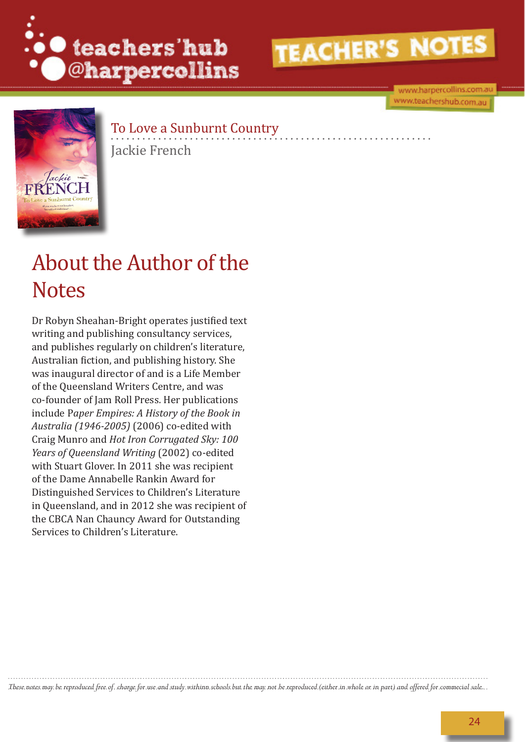To Love a Sunburnt Country

Jackie French

# About the Author of the Notes

Dr Robyn Sheahan-Bright operates justified text writing and publishing consultancy services, and publishes regularly on children's literature, Australian fiction, and publishing history. She was inaugural director of and is a Life Member of the Queensland Writers Centre, and was co-founder of Jam Roll Press. Her publications include *Paper Empires: A History of the Book in Australia (1946-2005)* (2006) co-edited with Craig Munro and *Hot Iron Corrugated Sky: 100 Years of Queensland Writing* (2002) co-edited with Stuart Glover. In 2011 she was recipient of the Dame Annabelle Rankin Award for Distinguished Services to Children's Literature in Queensland, and in 2012 she was recipient of the CBCA Nan Chauncy Award for Outstanding Services to Children's Literature.